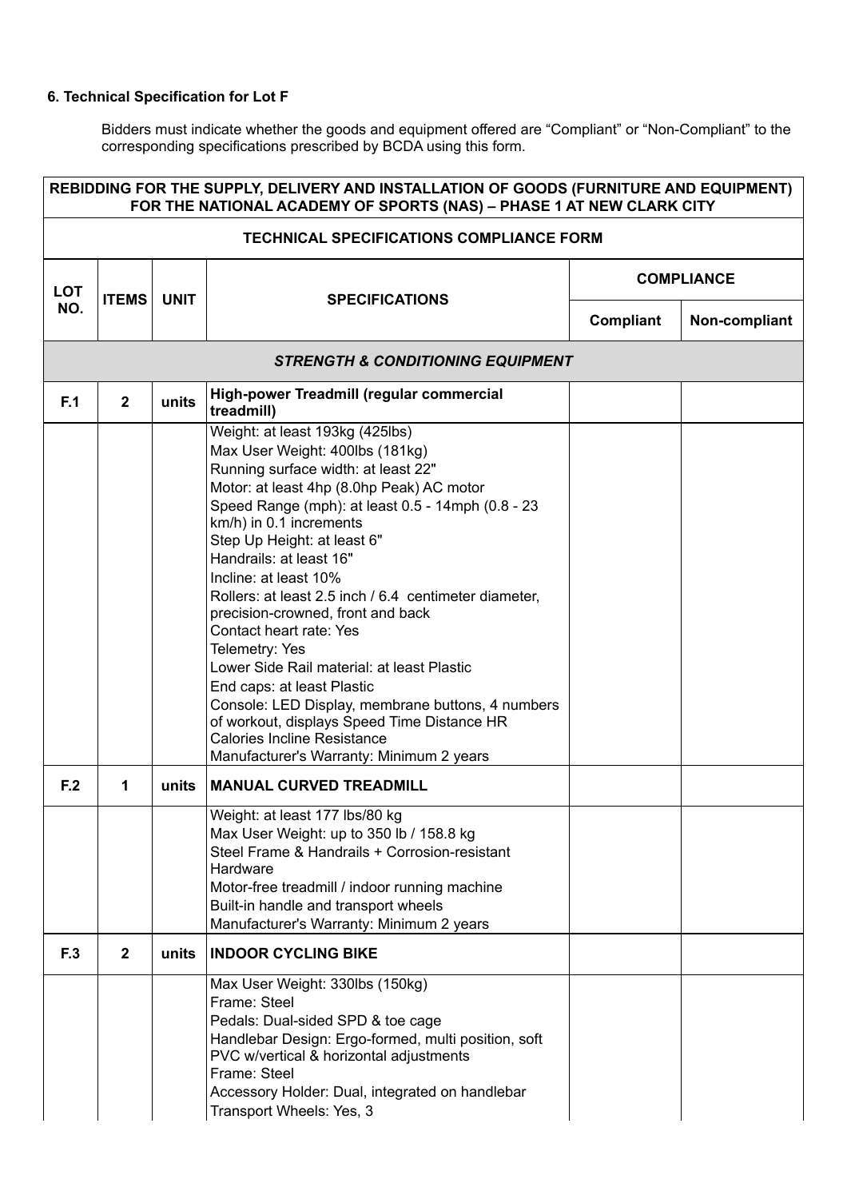### 6. Technical Specification for Lot F

Bidders must indicate whether the goods and equipment offered are "Compliant" or "Non-Compliant" to the corresponding specifications prescribed by BCDA using this form.

| REBIDDING FOR THE SUPPLY, DELIVERY AND INSTALLATION OF GOODS (FURNITURE AND EQUIPMENT) FOR THE NATIONAL ACADEMY OF SPORTS (NAS) – PHASE 1 AT NEW CLARK CITY | | | | | |
|---|---|---|---|---|---|
| **TECHNICAL SPECIFICATIONS COMPLIANCE FORM** | | | | | |
| **LOT NO.** | **ITEMS** | **UNIT** | **SPECIFICATIONS** | **COMPLIANCE** | |
| | | | | **Compliant** | **Non-compliant** |
| ***STRENGTH & CONDITIONING EQUIPMENT*** | | | | | |
| **F.1** | **2** | **units** | **High-power Treadmill (regular commercial treadmill)** | | |
| | | | Weight: at least 193kg (425lbs)<br>Max User Weight: 400lbs (181kg)<br>Running surface width: at least 22"<br>Motor: at least 4hp (8.0hp Peak) AC motor<br>Speed Range (mph): at least 0.5 - 14mph (0.8 - 23 km/h) in 0.1 increments<br>Step Up Height: at least 6"<br>Handrails: at least 16"<br>Incline: at least 10%<br>Rollers: at least 2.5 inch / 6.4 centimeter diameter, precision-crowned, front and back<br>Contact heart rate: Yes<br>Telemetry: Yes<br>Lower Side Rail material: at least Plastic<br>End caps: at least Plastic<br>Console: LED Display, membrane buttons, 4 numbers of workout, displays Speed Time Distance HR Calories Incline Resistance<br>Manufacturer's Warranty: Minimum 2 years | | |
| **F.2** | **1** | **units** | **MANUAL CURVED TREADMILL** | | |
| | | | Weight: at least 177 lbs/80 kg<br>Max User Weight: up to 350 lb / 158.8 kg<br>Steel Frame & Handrails + Corrosion-resistant Hardware<br>Motor-free treadmill / indoor running machine<br>Built-in handle and transport wheels<br>Manufacturer's Warranty: Minimum 2 years | | |
| **F.3** | **2** | **units** | **INDOOR CYCLING BIKE** | | |
| | | | Max User Weight: 330lbs (150kg)<br>Frame: Steel<br>Pedals: Dual-sided SPD & toe cage<br>Handlebar Design: Ergo-formed, multi position, soft PVC w/vertical & horizontal adjustments<br>Frame: Steel<br>Accessory Holder: Dual, integrated on handlebar<br>Transport Wheels: Yes, 3 | | |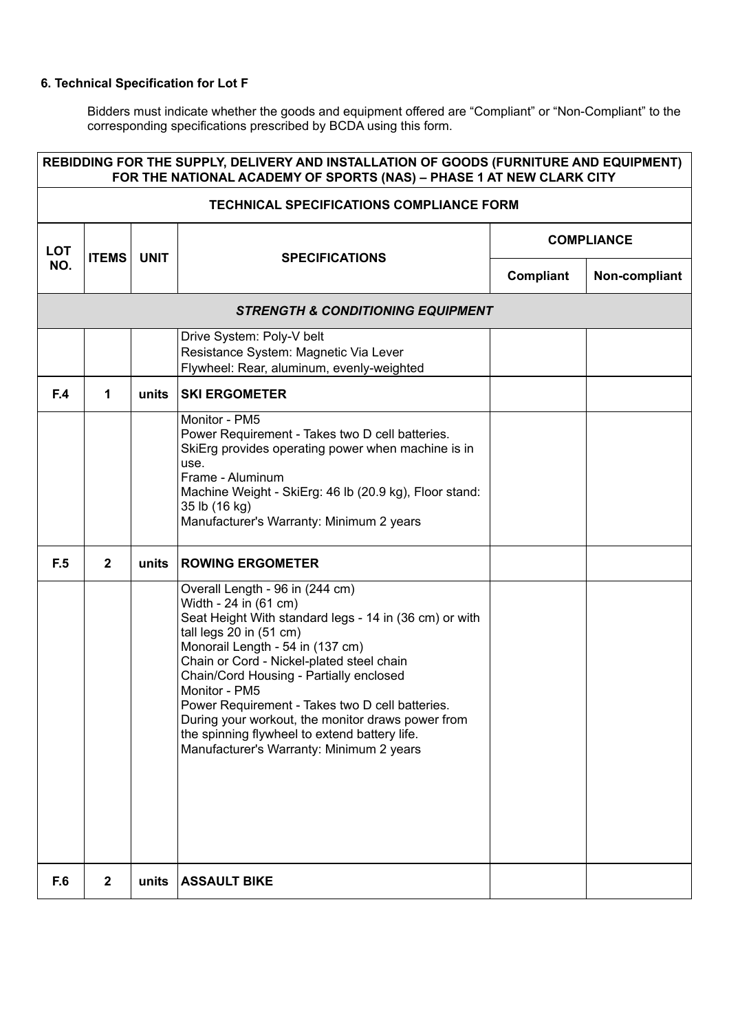**6. Technical Specification for Lot F**

Bidders must indicate whether the goods and equipment offered are "Compliant" or "Non-Compliant" to the corresponding specifications prescribed by BCDA using this form.

| REBIDDING FOR THE SUPPLY, DELIVERY AND INSTALLATION OF GOODS (FURNITURE AND EQUIPMENT) FOR THE NATIONAL ACADEMY OF SPORTS (NAS) – PHASE 1 AT NEW CLARK CITY | | | | | |
|---|---|---|---|---|---|
| **TECHNICAL SPECIFICATIONS COMPLIANCE FORM** | | | | | |
| **LOT NO.** | **ITEMS** | **UNIT** | **SPECIFICATIONS** | **COMPLIANCE** | |
| | | | | **Compliant** | **Non-compliant** |
| ***STRENGTH & CONDITIONING EQUIPMENT*** | | | | | |
| | | | Drive System: Poly-V belt<br>Resistance System: Magnetic Via Lever<br>Flywheel: Rear, aluminum, evenly-weighted | | |
| **F.4** | **1** | **units** | **SKI ERGOMETER** | | |
| | | | Monitor - PM5<br>Power Requirement - Takes two D cell batteries. SkiErg provides operating power when machine is in use.<br>Frame - Aluminum<br>Machine Weight - SkiErg: 46 lb (20.9 kg), Floor stand: 35 lb (16 kg)<br>Manufacturer's Warranty: Minimum 2 years | | |
| **F.5** | **2** | **units** | **ROWING ERGOMETER** | | |
| | | | Overall Length - 96 in (244 cm)<br>Width - 24 in (61 cm)<br>Seat Height With standard legs - 14 in (36 cm) or with tall legs 20 in (51 cm)<br>Monorail Length - 54 in (137 cm)<br>Chain or Cord - Nickel-plated steel chain<br>Chain/Cord Housing - Partially enclosed<br>Monitor - PM5<br>Power Requirement - Takes two D cell batteries. During your workout, the monitor draws power from the spinning flywheel to extend battery life.<br>Manufacturer's Warranty: Minimum 2 years | | |
| **F.6** | **2** | **units** | **ASSAULT BIKE** | | |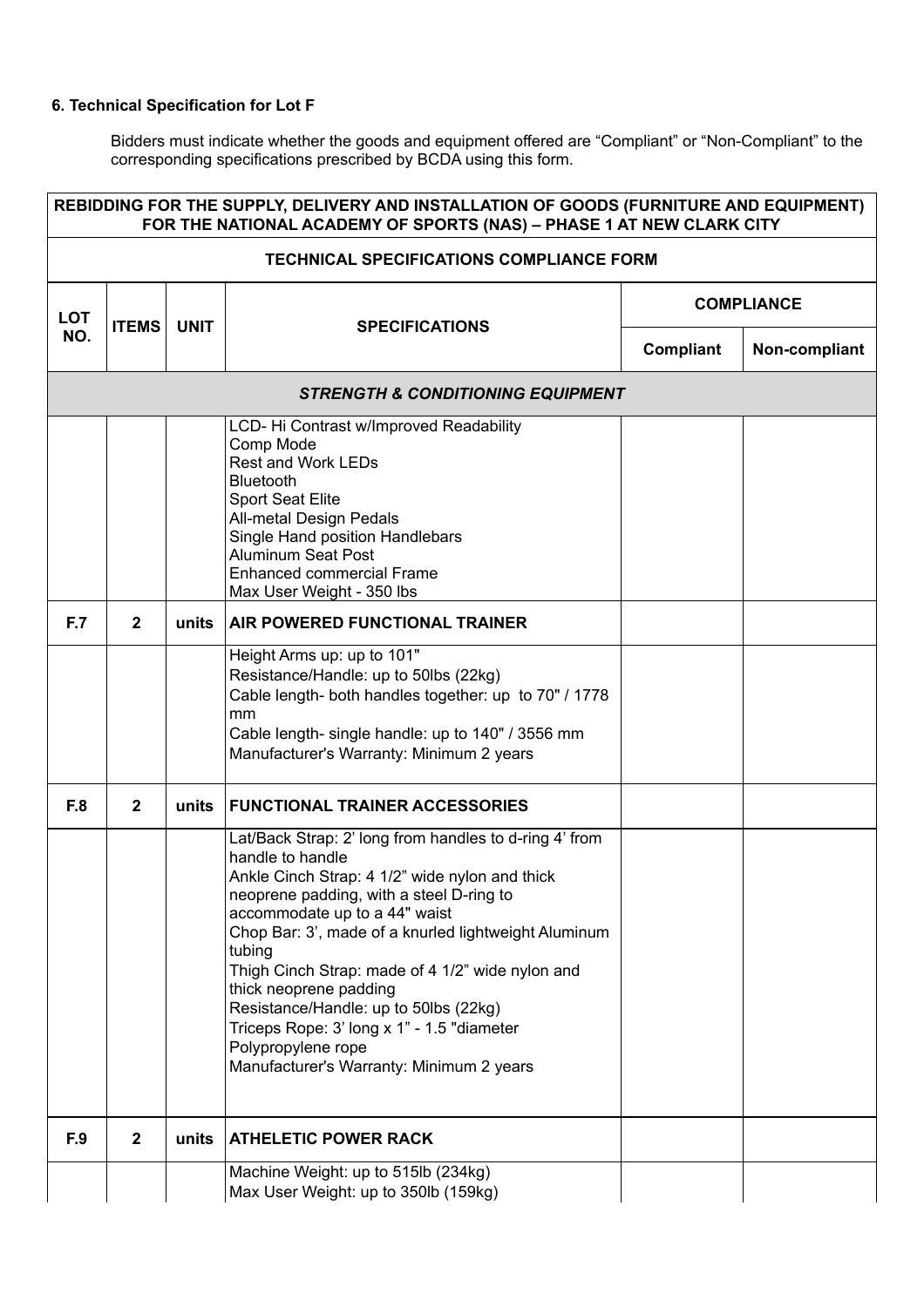**6. Technical Specification for Lot F**

Bidders must indicate whether the goods and equipment offered are "Compliant" or "Non-Compliant" to the corresponding specifications prescribed by BCDA using this form.

| REBIDDING FOR THE SUPPLY, DELIVERY AND INSTALLATION OF GOODS (FURNITURE AND EQUIPMENT) FOR THE NATIONAL ACADEMY OF SPORTS (NAS) – PHASE 1 AT NEW CLARK CITY | | | | | |
|---|---|---|---|---|---|
| **TECHNICAL SPECIFICATIONS COMPLIANCE FORM** | | | | | |
| **LOT NO.** | **ITEMS** | **UNIT** | **SPECIFICATIONS** | **COMPLIANCE** | |
| | | | | **Compliant** | **Non-compliant** |
| ***STRENGTH & CONDITIONING EQUIPMENT*** | | | | | |
| | | | LCD- Hi Contrast w/Improved Readability<br>Comp Mode<br>Rest and Work LEDs<br>Bluetooth<br>Sport Seat Elite<br>All-metal Design Pedals<br>Single Hand position Handlebars<br>Aluminum Seat Post<br>Enhanced commercial Frame<br>Max User Weight - 350 lbs | | |
| **F.7** | **2** | **units** | **AIR POWERED FUNCTIONAL TRAINER** | | |
| | | | Height Arms up: up to 101"<br>Resistance/Handle: up to 50lbs (22kg)<br>Cable length- both handles together: up to 70" / 1778 mm<br>Cable length- single handle: up to 140" / 3556 mm<br>Manufacturer's Warranty: Minimum 2 years | | |
| **F.8** | **2** | **units** | **FUNCTIONAL TRAINER ACCESSORIES** | | |
| | | | Lat/Back Strap: 2' long from handles to d-ring 4' from handle to handle<br>Ankle Cinch Strap: 4 1/2" wide nylon and thick neoprene padding, with a steel D-ring to accommodate up to a 44" waist<br>Chop Bar: 3', made of a knurled lightweight Aluminum tubing<br>Thigh Cinch Strap: made of 4 1/2" wide nylon and thick neoprene padding<br>Resistance/Handle: up to 50lbs (22kg)<br>Triceps Rope: 3' long x 1" - 1.5 "diameter Polypropylene rope<br>Manufacturer's Warranty: Minimum 2 years | | |
| **F.9** | **2** | **units** | **ATHELETIC POWER RACK** | | |
| | | | Machine Weight: up to 515lb (234kg)<br>Max User Weight: up to 350lb (159kg) | | |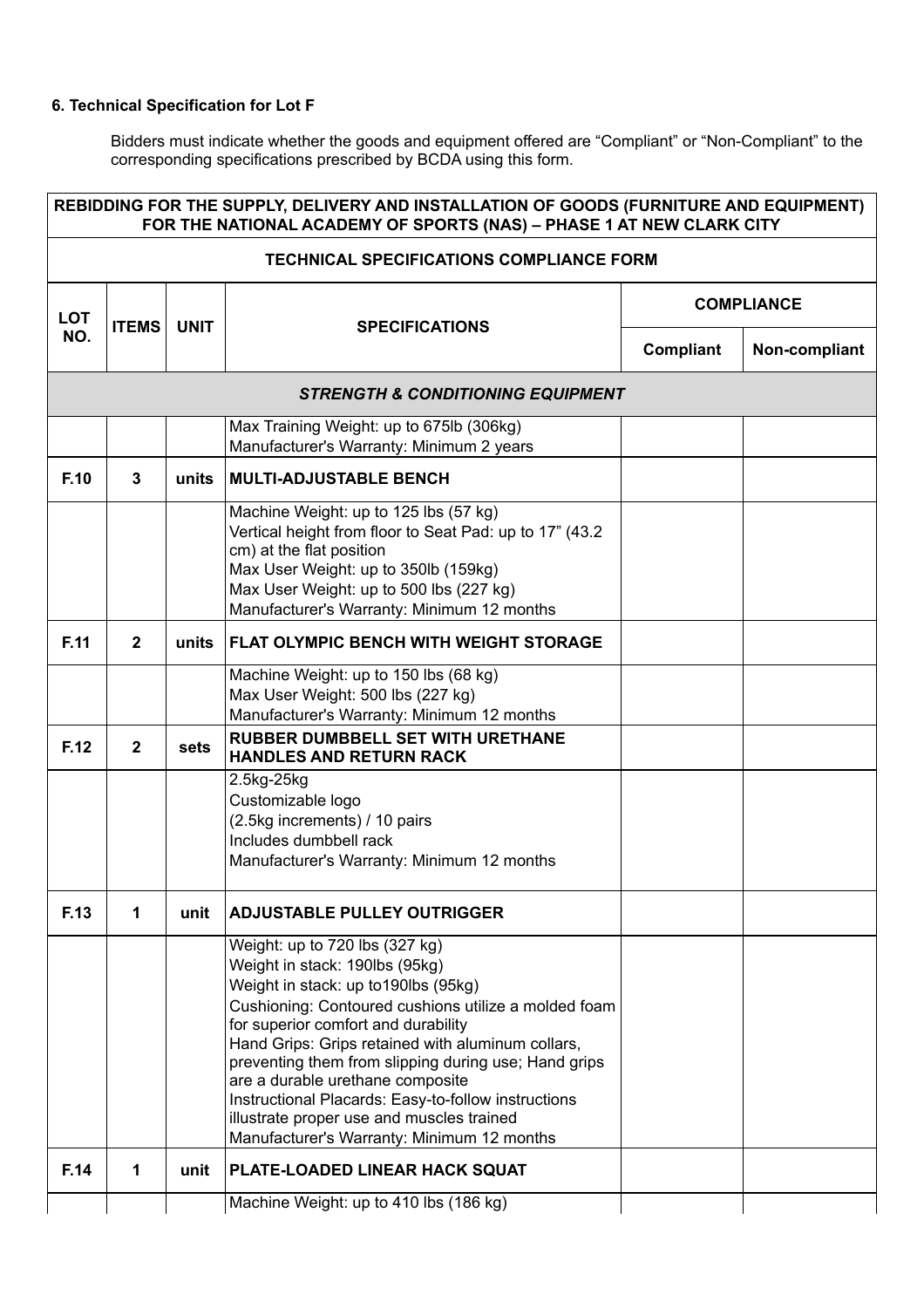**6. Technical Specification for Lot F**

Bidders must indicate whether the goods and equipment offered are “Compliant” or “Non-Compliant” to the corresponding specifications prescribed by BCDA using this form.

| REBIDDING FOR THE SUPPLY, DELIVERY AND INSTALLATION OF GOODS (FURNITURE AND EQUIPMENT) FOR THE NATIONAL ACADEMY OF SPORTS (NAS) – PHASE 1 AT NEW CLARK CITY | | | | | |
|---|---|---|---|---|---|
| **TECHNICAL SPECIFICATIONS COMPLIANCE FORM** | | | | | |
| **LOT NO.** | **ITEMS** | **UNIT** | **SPECIFICATIONS** | **COMPLIANCE** | |
| | | | | **Compliant** | **Non-compliant** |
| ***STRENGTH & CONDITIONING EQUIPMENT*** | | | | | |
| | | | Max Training Weight: up to 675lb (306kg)<br>Manufacturer's Warranty: Minimum 2 years | | |
| **F.10** | **3** | **units** | **MULTI-ADJUSTABLE BENCH** | | |
| | | | Machine Weight: up to 125 lbs (57 kg)<br>Vertical height from floor to Seat Pad: up to 17” (43.2 cm) at the flat position<br>Max User Weight: up to 350lb (159kg)<br>Max User Weight: up to 500 lbs (227 kg)<br>Manufacturer's Warranty: Minimum 12 months | | |
| **F.11** | **2** | **units** | **FLAT OLYMPIC BENCH WITH WEIGHT STORAGE** | | |
| | | | Machine Weight: up to 150 lbs (68 kg)<br>Max User Weight: 500 lbs (227 kg)<br>Manufacturer's Warranty: Minimum 12 months | | |
| **F.12** | **2** | **sets** | **RUBBER DUMBBELL SET WITH URETHANE HANDLES AND RETURN RACK** | | |
| | | | 2.5kg-25kg<br>Customizable logo<br>(2.5kg increments) / 10 pairs<br>Includes dumbbell rack<br>Manufacturer's Warranty: Minimum 12 months | | |
| **F.13** | **1** | **unit** | **ADJUSTABLE PULLEY OUTRIGGER** | | |
| | | | Weight: up to 720 lbs (327 kg)<br>Weight in stack: 190lbs (95kg)<br>Weight in stack: up to190lbs (95kg)<br>Cushioning: Contoured cushions utilize a molded foam for superior comfort and durability<br>Hand Grips: Grips retained with aluminum collars, preventing them from slipping during use; Hand grips are a durable urethane composite<br>Instructional Placards: Easy-to-follow instructions illustrate proper use and muscles trained<br>Manufacturer's Warranty: Minimum 12 months | | |
| **F.14** | **1** | **unit** | **PLATE-LOADED LINEAR HACK SQUAT** | | |
| | | | Machine Weight: up to 410 lbs (186 kg) | | |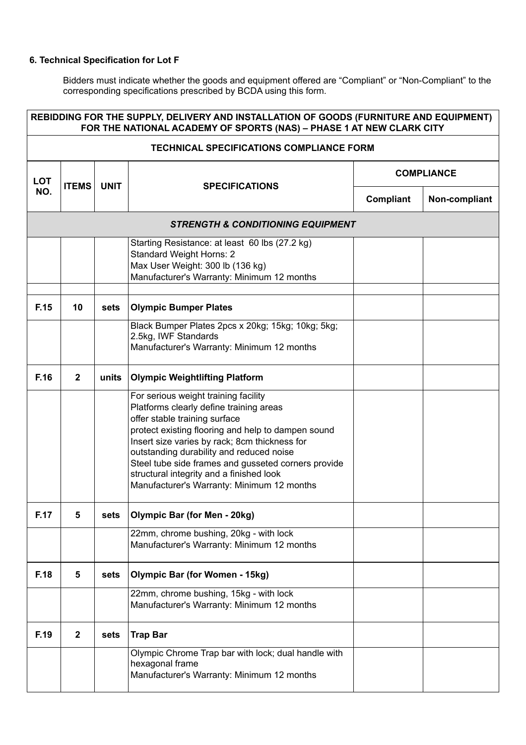**6. Technical Specification for Lot F**

Bidders must indicate whether the goods and equipment offered are "Compliant" or "Non-Compliant" to the corresponding specifications prescribed by BCDA using this form.

| REBIDDING FOR THE SUPPLY, DELIVERY AND INSTALLATION OF GOODS (FURNITURE AND EQUIPMENT) FOR THE NATIONAL ACADEMY OF SPORTS (NAS) – PHASE 1 AT NEW CLARK CITY | | | | | |
|---|---|---|---|---|---|
| **TECHNICAL SPECIFICATIONS COMPLIANCE FORM** | | | | | |
| **LOT NO.** | **ITEMS** | **UNIT** | **SPECIFICATIONS** | **COMPLIANCE** | |
| | | | | **Compliant** | **Non-compliant** |
| ***STRENGTH & CONDITIONING EQUIPMENT*** | | | | | |
| | | | Starting Resistance: at least 60 lbs (27.2 kg)<br>Standard Weight Horns: 2<br>Max User Weight: 300 lb (136 kg)<br>Manufacturer's Warranty: Minimum 12 months | | |
| | | | | | |
| **F.15** | **10** | **sets** | **Olympic Bumper Plates** | | |
| | | | Black Bumper Plates 2pcs x 20kg; 15kg; 10kg; 5kg; 2.5kg, IWF Standards<br>Manufacturer's Warranty: Minimum 12 months | | |
| **F.16** | **2** | **units** | **Olympic Weightlifting Platform** | | |
| | | | For serious weight training facility<br>Platforms clearly define training areas<br>offer stable training surface<br>protect existing flooring and help to dampen sound<br>Insert size varies by rack; 8cm thickness for outstanding durability and reduced noise<br>Steel tube side frames and gusseted corners provide structural integrity and a finished look<br>Manufacturer's Warranty: Minimum 12 months | | |
| **F.17** | **5** | **sets** | **Olympic Bar (for Men - 20kg)** | | |
| | | | 22mm, chrome bushing, 20kg - with lock<br>Manufacturer's Warranty: Minimum 12 months | | |
| **F.18** | **5** | **sets** | **Olympic Bar (for Women - 15kg)** | | |
| | | | 22mm, chrome bushing, 15kg - with lock<br>Manufacturer's Warranty: Minimum 12 months | | |
| **F.19** | **2** | **sets** | **Trap Bar** | | |
| | | | Olympic Chrome Trap bar with lock; dual handle with hexagonal frame<br>Manufacturer's Warranty: Minimum 12 months | | |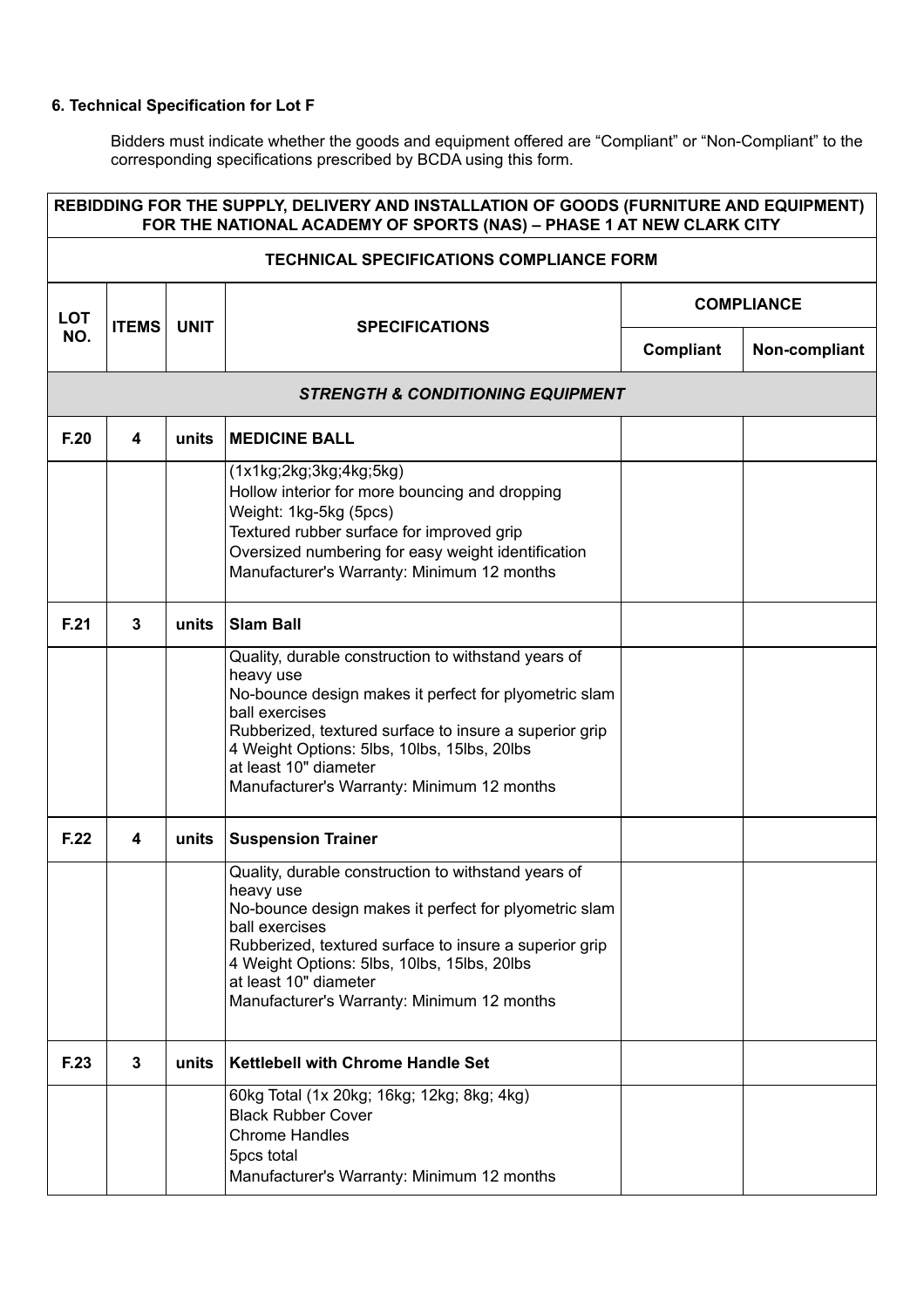### 6. Technical Specification for Lot F

Bidders must indicate whether the goods and equipment offered are "Compliant" or "Non-Compliant" to the corresponding specifications prescribed by BCDA using this form.

| REBIDDING FOR THE SUPPLY, DELIVERY AND INSTALLATION OF GOODS (FURNITURE AND EQUIPMENT) FOR THE NATIONAL ACADEMY OF SPORTS (NAS) – PHASE 1 AT NEW CLARK CITY | | | | | |
|---|---|---|---|---|---|
| **TECHNICAL SPECIFICATIONS COMPLIANCE FORM** | | | | | |
| **LOT NO.** | **ITEMS** | **UNIT** | **SPECIFICATIONS** | **COMPLIANCE** | |
| | | | | **Compliant** | **Non-compliant** |
| ***STRENGTH & CONDITIONING EQUIPMENT*** | | | | | |
| **F.20** | **4** | **units** | **MEDICINE BALL** | | |
| | | | (1x1kg;2kg;3kg;4kg;5kg)<br>Hollow interior for more bouncing and dropping<br>Weight: 1kg-5kg (5pcs)<br>Textured rubber surface for improved grip<br>Oversized numbering for easy weight identification<br>Manufacturer's Warranty: Minimum 12 months | | |
| **F.21** | **3** | **units** | **Slam Ball** | | |
| | | | Quality, durable construction to withstand years of heavy use<br>No-bounce design makes it perfect for plyometric slam ball exercises<br>Rubberized, textured surface to insure a superior grip<br>4 Weight Options: 5lbs, 10lbs, 15lbs, 20lbs<br>at least 10" diameter<br>Manufacturer's Warranty: Minimum 12 months | | |
| **F.22** | **4** | **units** | **Suspension Trainer** | | |
| | | | Quality, durable construction to withstand years of heavy use<br>No-bounce design makes it perfect for plyometric slam ball exercises<br>Rubberized, textured surface to insure a superior grip<br>4 Weight Options: 5lbs, 10lbs, 15lbs, 20lbs<br>at least 10" diameter<br>Manufacturer's Warranty: Minimum 12 months | | |
| **F.23** | **3** | **units** | **Kettlebell with Chrome Handle Set** | | |
| | | | 60kg Total (1x 20kg; 16kg; 12kg; 8kg; 4kg)<br>Black Rubber Cover<br>Chrome Handles<br>5pcs total<br>Manufacturer's Warranty: Minimum 12 months | | |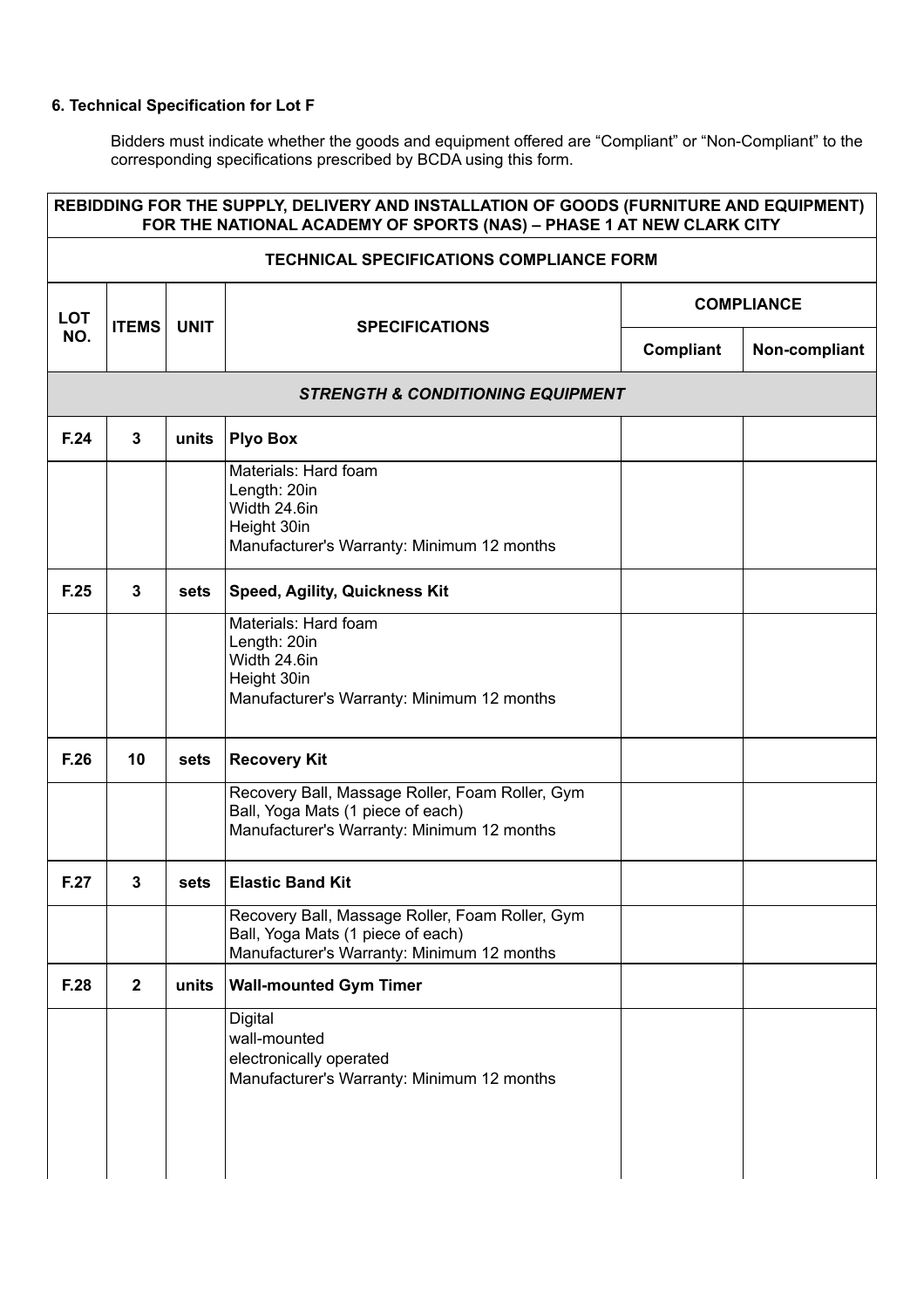**6. Technical Specification for Lot F**

Bidders must indicate whether the goods and equipment offered are "Compliant" or "Non-Compliant" to the corresponding specifications prescribed by BCDA using this form.

| REBIDDING FOR THE SUPPLY, DELIVERY AND INSTALLATION OF GOODS (FURNITURE AND EQUIPMENT) FOR THE NATIONAL ACADEMY OF SPORTS (NAS) – PHASE 1 AT NEW CLARK CITY | | | | | |
|---|---|---|---|---|---|
| **TECHNICAL SPECIFICATIONS COMPLIANCE FORM** | | | | | |
| **LOT NO.** | **ITEMS** | **UNIT** | **SPECIFICATIONS** | **COMPLIANCE** | |
| | | | | **Compliant** | **Non-compliant** |
| ***STRENGTH & CONDITIONING EQUIPMENT*** | | | | | |
| **F.24** | **3** | **units** | **Plyo Box** | | |
| | | | Materials: Hard foam<br>Length: 20in<br>Width 24.6in<br>Height 30in<br>Manufacturer's Warranty: Minimum 12 months | | |
| **F.25** | **3** | **sets** | **Speed, Agility, Quickness Kit** | | |
| | | | Materials: Hard foam<br>Length: 20in<br>Width 24.6in<br>Height 30in<br>Manufacturer's Warranty: Minimum 12 months | | |
| **F.26** | **10** | **sets** | **Recovery Kit** | | |
| | | | Recovery Ball, Massage Roller, Foam Roller, Gym Ball, Yoga Mats (1 piece of each)<br>Manufacturer's Warranty: Minimum 12 months | | |
| **F.27** | **3** | **sets** | **Elastic Band Kit** | | |
| | | | Recovery Ball, Massage Roller, Foam Roller, Gym Ball, Yoga Mats (1 piece of each)<br>Manufacturer's Warranty: Minimum 12 months | | |
| **F.28** | **2** | **units** | **Wall-mounted Gym Timer** | | |
| | | | Digital<br>wall-mounted<br>electronically operated<br>Manufacturer's Warranty: Minimum 12 months | | |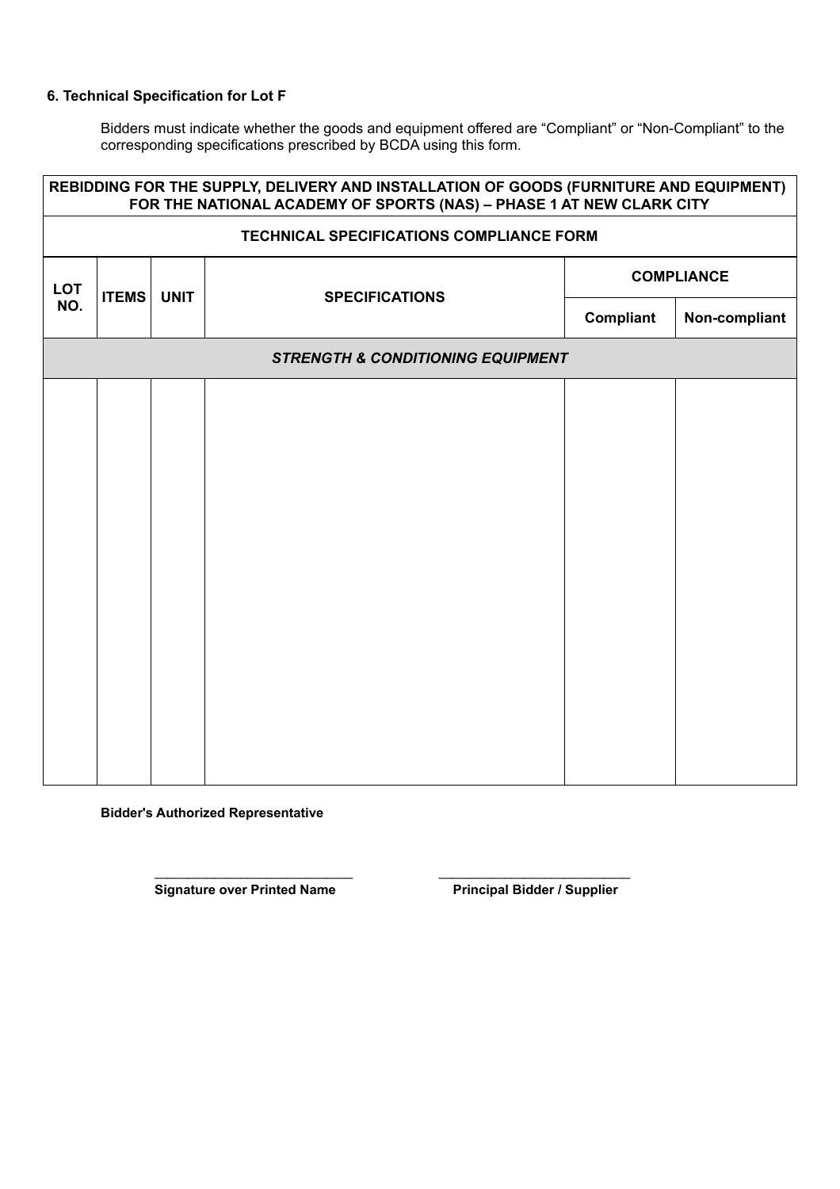**6. Technical Specification for Lot F**

Bidders must indicate whether the goods and equipment offered are "Compliant" or "Non-Compliant" to the corresponding specifications prescribed by BCDA using this form.

| REBIDDING FOR THE SUPPLY, DELIVERY AND INSTALLATION OF GOODS (FURNITURE AND EQUIPMENT) FOR THE NATIONAL ACADEMY OF SPORTS (NAS) – PHASE 1 AT NEW CLARK CITY | | | | | |
|---|---|---|---|---|---|
| **TECHNICAL SPECIFICATIONS COMPLIANCE FORM** | | | | | |
| **LOT NO.** | **ITEMS** | **UNIT** | **SPECIFICATIONS** | **COMPLIANCE** | |
| | | | | **Compliant** | **Non-compliant** |
| ***STRENGTH & CONDITIONING EQUIPMENT*** | | | | | |
| | | | | | |

**Bidder's Authorized Representative**

___________________________ **Signature over Printed Name**

___________________________ **Principal Bidder / Supplier**